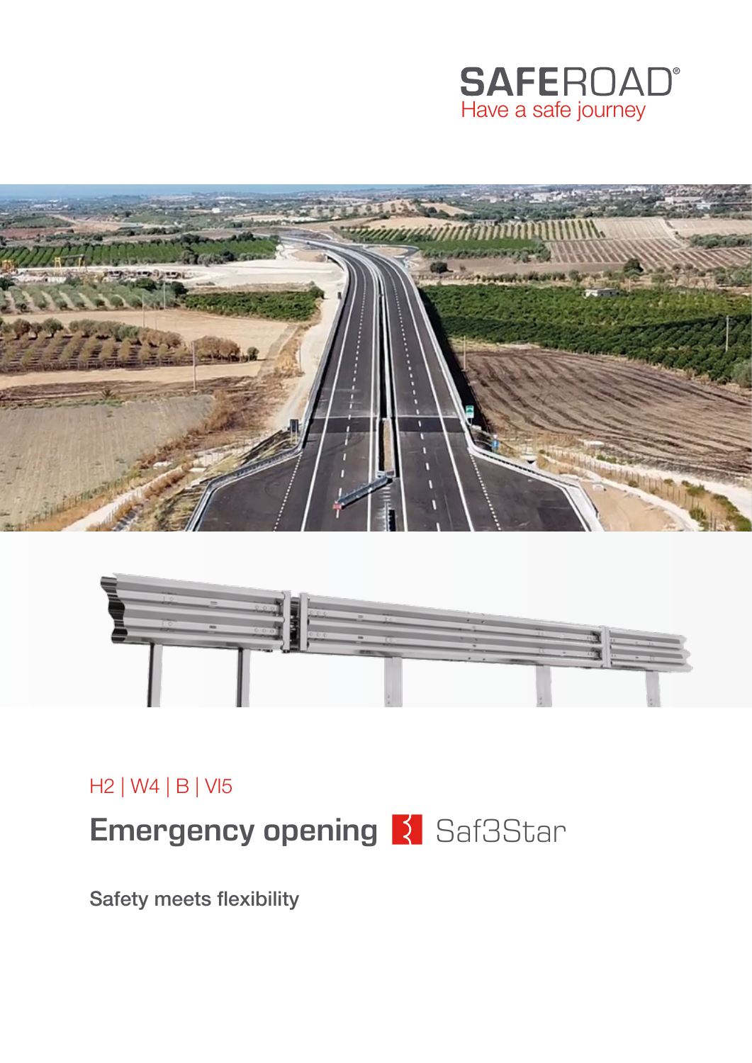SAFEROAD®
Have a safe journey

H2 | W4 | B | VI5

# Emergency opening Saf3Star

Safety meets flexibility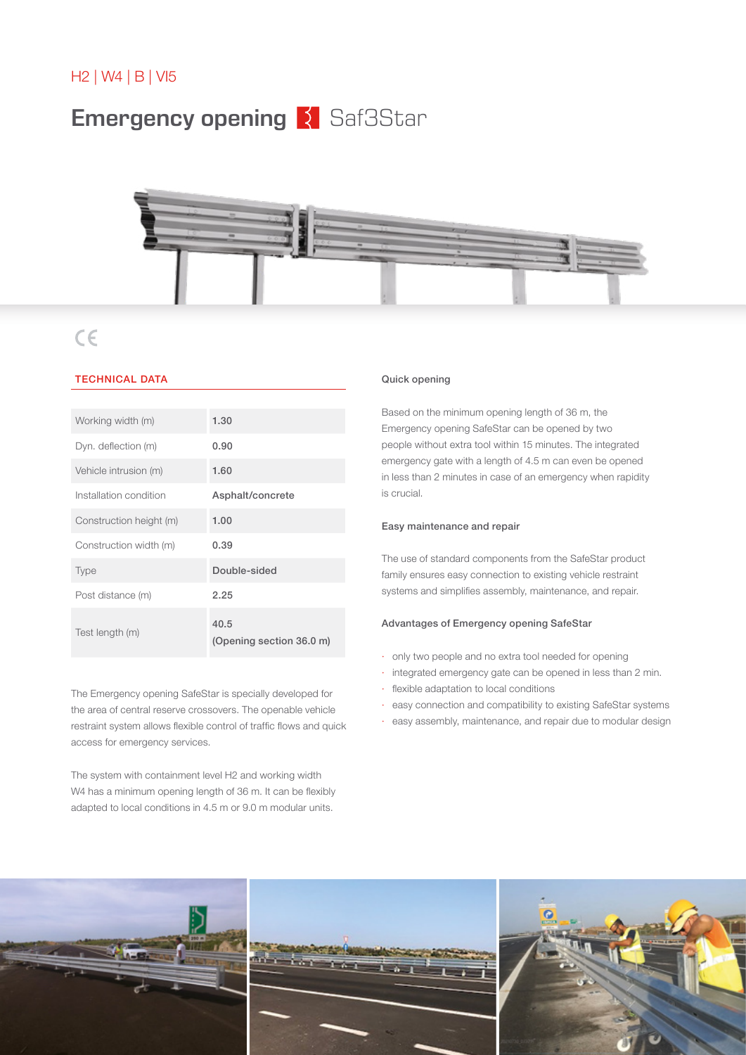H2 | W4 | B | VI5

# Emergency opening Saf3Star

CE

## TECHNICAL DATA

| | |
|---|---|
| Working width (m) | 1.30 |
| Dyn. deflection (m) | 0.90 |
| Vehicle intrusion (m) | 1.60 |
| Installation condition | Asphalt/concrete |
| Construction height (m) | 1.00 |
| Construction width (m) | 0.39 |
| Type | Double-sided |
| Post distance (m) | 2.25 |
| Test length (m) | 40.5 (Opening section 36.0 m) |

The Emergency opening SafeStar is specially developed for the area of central reserve crossovers. The openable vehicle restraint system allows flexible control of traffic flows and quick access for emergency services.

The system with containment level H2 and working width W4 has a minimum opening length of 36 m. It can be flexibly adapted to local conditions in 4.5 m or 9.0 m modular units.

### Quick opening

Based on the minimum opening length of 36 m, the Emergency opening SafeStar can be opened by two people without extra tool within 15 minutes. The integrated emergency gate with a length of 4.5 m can even be opened in less than 2 minutes in case of an emergency when rapidity is crucial.

### Easy maintenance and repair

The use of standard components from the SafeStar product family ensures easy connection to existing vehicle restraint systems and simplifies assembly, maintenance, and repair.

### Advantages of Emergency opening SafeStar

- only two people and no extra tool needed for opening
- integrated emergency gate can be opened in less than 2 min.
- flexible adaptation to local conditions
- easy connection and compatibility to existing SafeStar systems
- easy assembly, maintenance, and repair due to modular design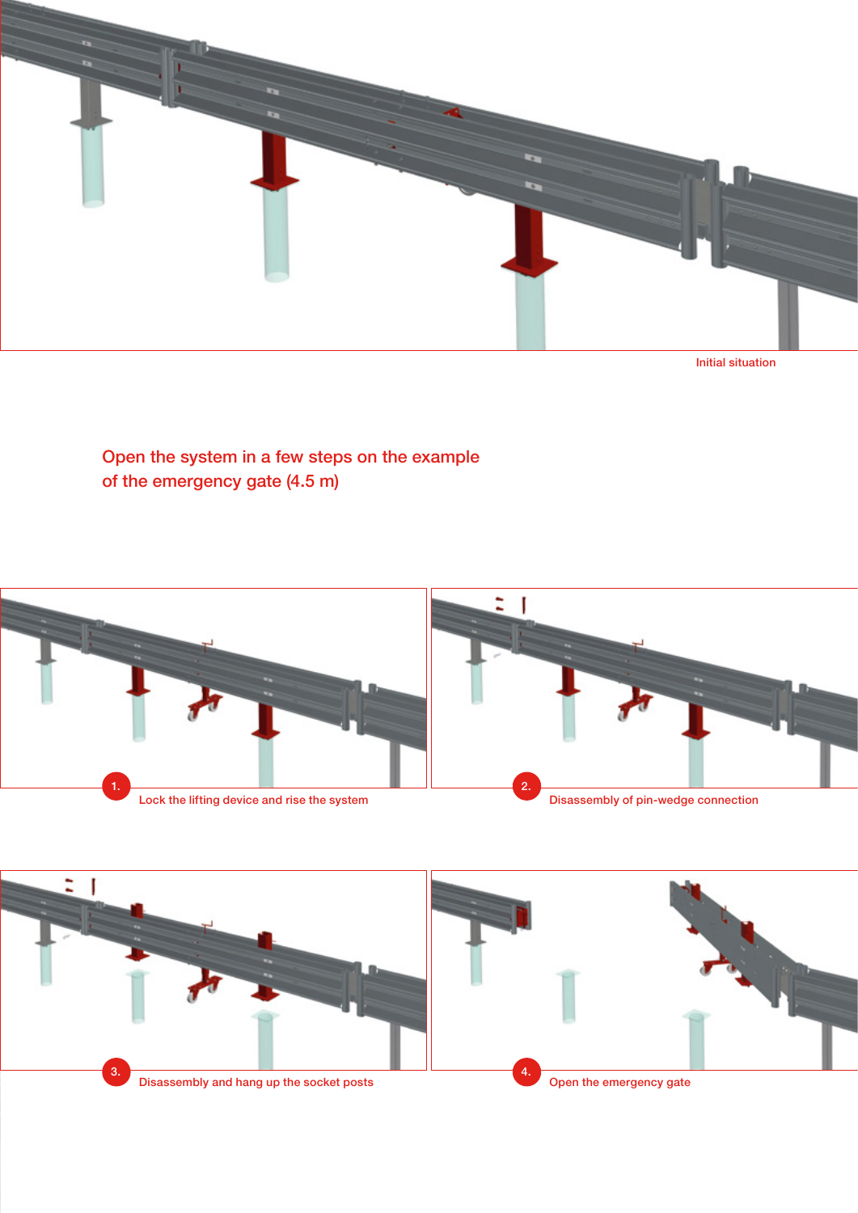Initial situation

## Open the system in a few steps on the example of the emergency gate (4.5 m)

1. Lock the lifting device and rise the system

2. Disassembly of pin-wedge connection

3. Disassembly and hang up the socket posts

4. Open the emergency gate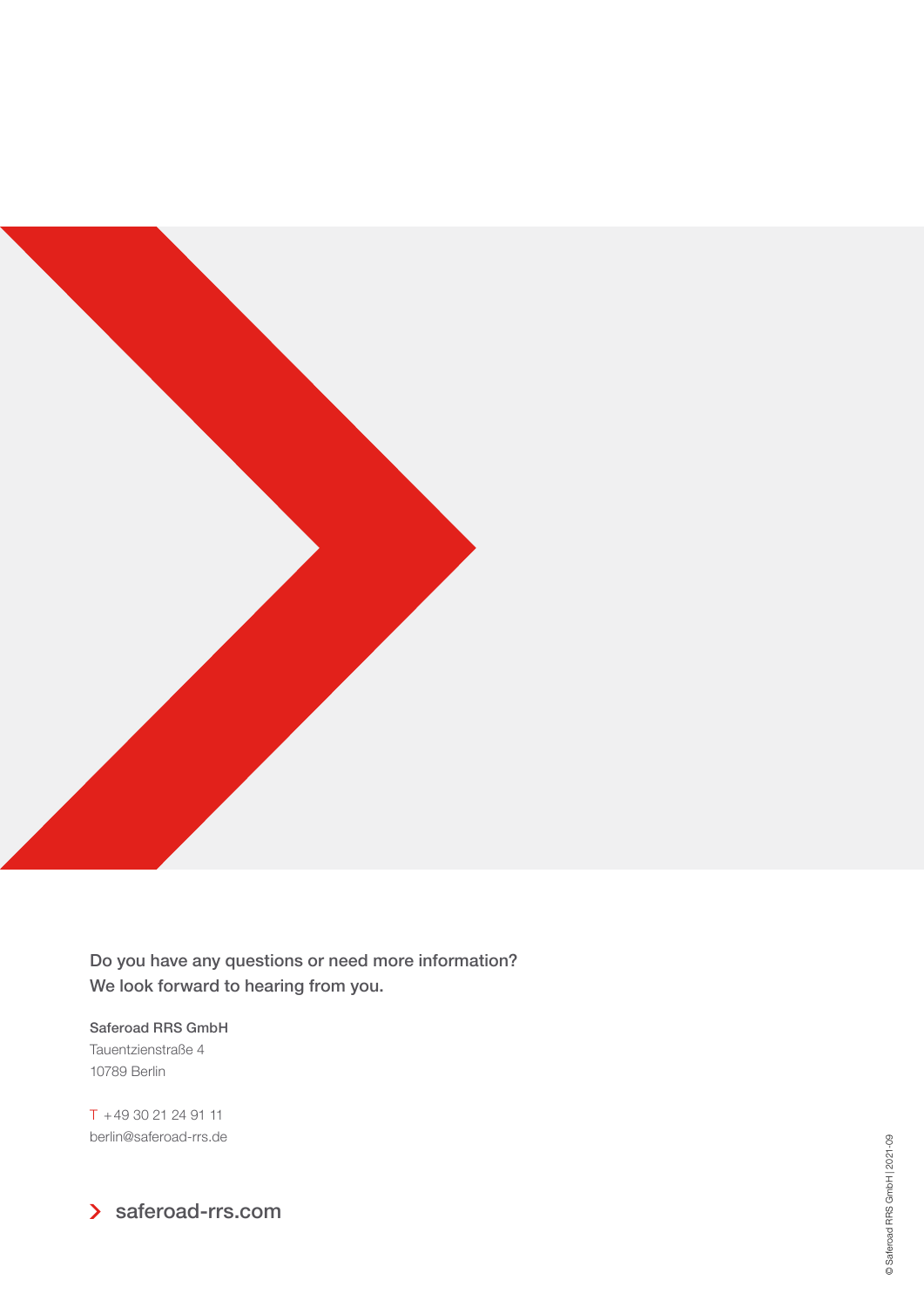Do you have any questions or need more information?
We look forward to hearing from you.

Saferoad RRS GmbH
Tauentzienstraße 4
10789 Berlin

T +49 30 21 24 91 11
berlin@saferoad-rrs.de

saferoad-rrs.com

© Saferoad RRS GmbH | 2021-09